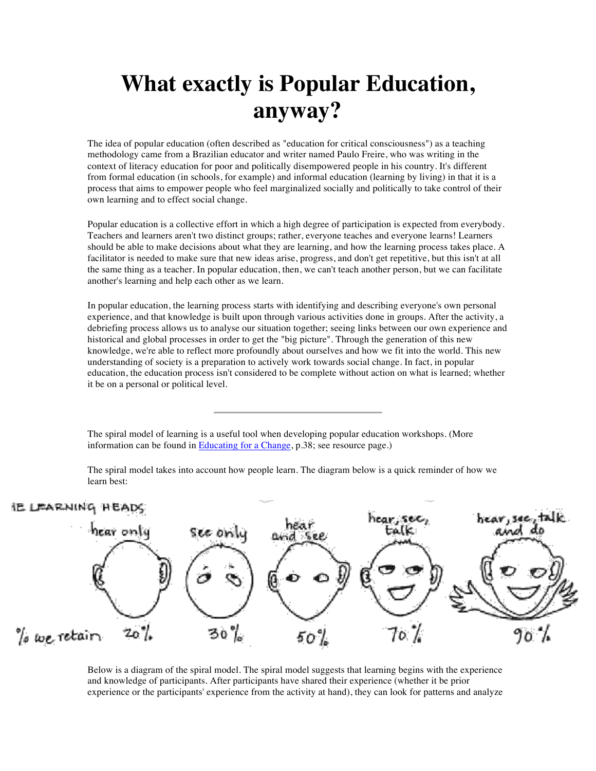# What exactly is Popular Education, anyway?

The idea of popular education (often described as "education for critical consciousness") as a teaching methodology came from a Brazilian educator and writer named Paulo Freire, who was writing in the context of literacy education for poor and politically disempowered people in his country. It's different from formal education (in schools, for example) and informal education (learning by living) in that it is a process that aims to empower people who feel marginalized socially and politically to take control of their own learning and to effect social change.

Popular education is a collective effort in which a high degree of participation is expected from everybody. Teachers and learners aren't two distinct groups; rather, everyone teaches and everyone learns! Learners should be able to make decisions about what they are learning, and how the learning process takes place. A facilitator is needed to make sure that new ideas arise, progress, and don't get repetitive, but this isn't at all the same thing as a teacher. In popular education, then, we can't teach another person, but we can facilitate another's learning and help each other as we learn.

In popular education, the learning process starts with identifying and describing everyone's own personal experience, and that knowledge is built upon through various activities done in groups. After the activity, a debriefing process allows us to analyse our situation together; seeing links between our own experience and historical and global processes in order to get the "big picture". Through the generation of this new knowledge, we're able to reflect more profoundly about ourselves and how we fit into the world. This new understanding of society is a preparation to actively work towards social change. In fact, in popular education, the education process isn't considered to be complete without action on what is learned; whether it be on a personal or political level.

---

The spiral model of learning is a useful tool when developing popular education workshops. (More information can be found in [Educating for a Change](), p.38; see resource page.)

The spiral model takes into account how people learn. The diagram below is a quick reminder of how we learn best:

THE LEARNING HEADS

| | hear only | see only | hear and see | hear, see, talk | hear, see, talk and do |
|---|---|---|---|---|---|
| % we retain | 20% | 30% | 50% | 70% | 90% |

Below is a diagram of the spiral model. The spiral model suggests that learning begins with the experience and knowledge of participants. After participants have shared their experience (whether it be prior experience or the participants' experience from the activity at hand), they can look for patterns and analyze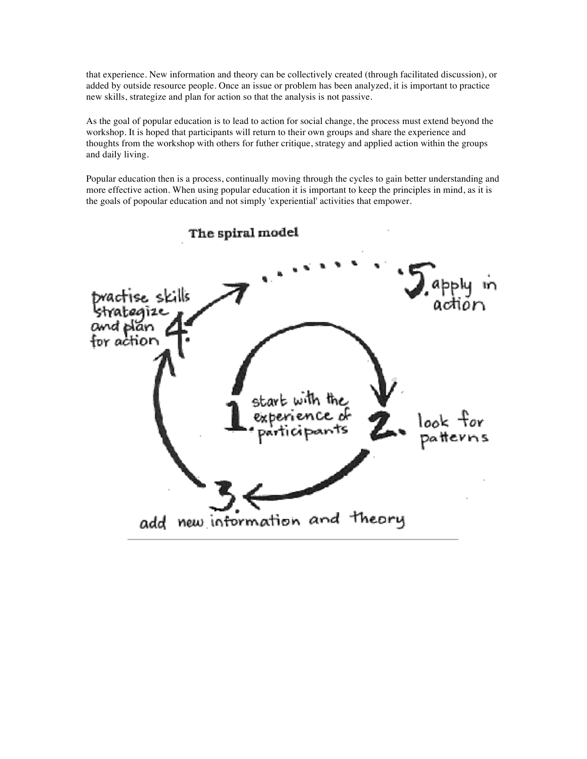that experience. New information and theory can be collectively created (through facilitated discussion), or added by outside resource people. Once an issue or problem has been analyzed, it is important to practice new skills, strategize and plan for action so that the analysis is not passive.

As the goal of popular education is to lead to action for social change, the process must extend beyond the workshop. It is hoped that participants will return to their own groups and share the experience and thoughts from the workshop with others for futher critique, strategy and applied action within the groups and daily living.

Popular education then is a process, continually moving through the cycles to gain better understanding and more effective action. When using popular education it is important to keep the principles in mind, as it is the goals of popoular education and not simply 'experiential' activities that empower.

The spiral model

1. start with the experience of participants

2. look for patterns

3. add new information and theory

4. practise skills strategize and plan for action

5. apply in action